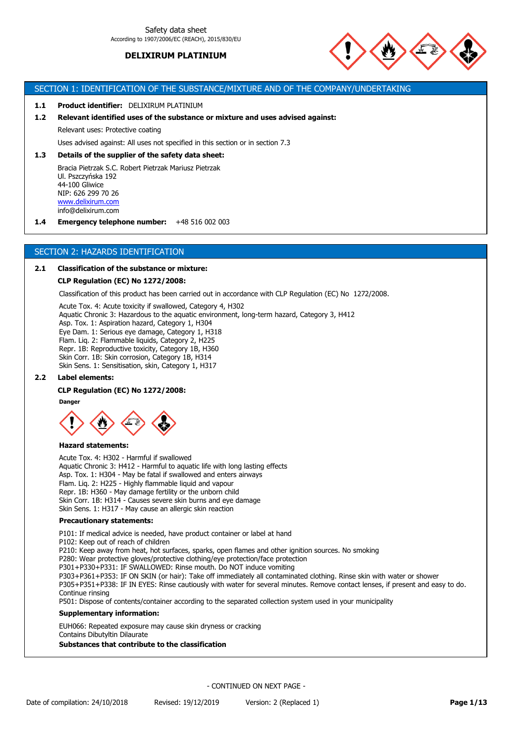Safety data sheet
According to 1907/2006/EC (REACH), 2015/830/EU

# DELIXIRUM PLATINIUM

## SECTION 1: IDENTIFICATION OF THE SUBSTANCE/MIXTURE AND OF THE COMPANY/UNDERTAKING

**1.1 Product identifier:** DELIXIRUM PLATINIUM

**1.2 Relevant identified uses of the substance or mixture and uses advised against:**

Relevant uses: Protective coating

Uses advised against: All uses not specified in this section or in section 7.3

**1.3 Details of the supplier of the safety data sheet:**

Bracia Pietrzak S.C. Robert Pietrzak Mariusz Pietrzak
Ul. Pszczyńska 192
44-100 Gliwice
NIP: 626 299 70 26
www.delixirum.com
info@delixirum.com

**1.4 Emergency telephone number:** +48 516 002 003

## SECTION 2: HAZARDS IDENTIFICATION

**2.1 Classification of the substance or mixture:**

**CLP Regulation (EC) No 1272/2008:**

Classification of this product has been carried out in accordance with CLP Regulation (EC) No 1272/2008.

Acute Tox. 4: Acute toxicity if swallowed, Category 4, H302
Aquatic Chronic 3: Hazardous to the aquatic environment, long-term hazard, Category 3, H412
Asp. Tox. 1: Aspiration hazard, Category 1, H304
Eye Dam. 1: Serious eye damage, Category 1, H318
Flam. Liq. 2: Flammable liquids, Category 2, H225
Repr. 1B: Reproductive toxicity, Category 1B, H360
Skin Corr. 1B: Skin corrosion, Category 1B, H314
Skin Sens. 1: Sensitisation, skin, Category 1, H317

**2.2 Label elements:**

**CLP Regulation (EC) No 1272/2008:**

**Danger**

**Hazard statements:**

Acute Tox. 4: H302 - Harmful if swallowed
Aquatic Chronic 3: H412 - Harmful to aquatic life with long lasting effects
Asp. Tox. 1: H304 - May be fatal if swallowed and enters airways
Flam. Liq. 2: H225 - Highly flammable liquid and vapour
Repr. 1B: H360 - May damage fertility or the unborn child
Skin Corr. 1B: H314 - Causes severe skin burns and eye damage
Skin Sens. 1: H317 - May cause an allergic skin reaction

**Precautionary statements:**

P101: If medical advice is needed, have product container or label at hand
P102: Keep out of reach of children
P210: Keep away from heat, hot surfaces, sparks, open flames and other ignition sources. No smoking
P280: Wear protective gloves/protective clothing/eye protection/face protection
P301+P330+P331: IF SWALLOWED: Rinse mouth. Do NOT induce vomiting
P303+P361+P353: IF ON SKIN (or hair): Take off immediately all contaminated clothing. Rinse skin with water or shower
P305+P351+P338: IF IN EYES: Rinse cautiously with water for several minutes. Remove contact lenses, if present and easy to do. Continue rinsing
P501: Dispose of contents/container according to the separated collection system used in your municipality

**Supplementary information:**

EUH066: Repeated exposure may cause skin dryness or cracking
Contains Dibutyltin Dilaurate

**Substances that contribute to the classification**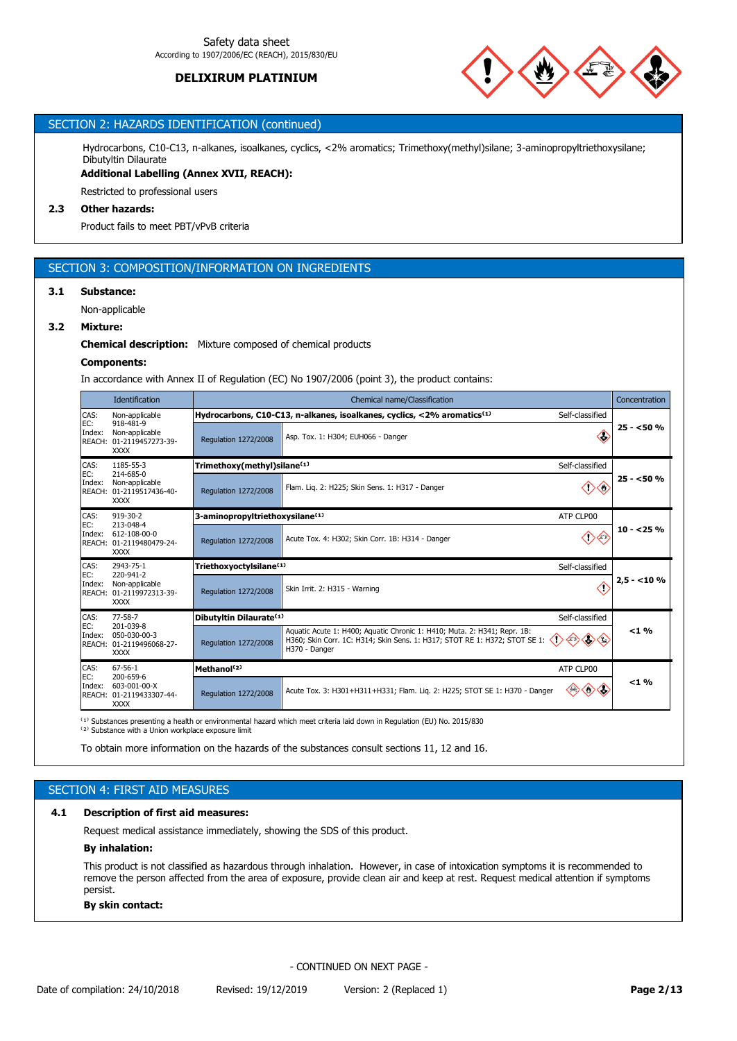## SECTION 2: HAZARDS IDENTIFICATION (continued)

Hydrocarbons, C10-C13, n-alkanes, isoalkanes, cyclics, <2% aromatics; Trimethoxy(methyl)silane; 3-aminopropyltriethoxysilane; Dibutyltin Dilaurate

**Additional Labelling (Annex XVII, REACH):**

Restricted to professional users

### 2.3 Other hazards:

Product fails to meet PBT/vPvB criteria

## SECTION 3: COMPOSITION/INFORMATION ON INGREDIENTS

### 3.1 Substance:

Non-applicable

### 3.2 Mixture:

**Chemical description:** Mixture composed of chemical products

**Components:**

In accordance with Annex II of Regulation (EC) No 1907/2006 (point 3), the product contains:

| Identification | Chemical name/Classification | | | Concentration |
|---|---|---|---|---|
| CAS: Non-applicable<br>EC: 918-481-9<br>Index: Non-applicable<br>REACH: 01-2119457273-39-XXXX | **Hydrocarbons, C10-C13, n-alkanes, isoalkanes, cyclics, <2% aromatics**[1] | | Self-classified | **25 - <50 %** |
| | Regulation 1272/2008 | Asp. Tox. 1: H304; EUH066 - Danger | | |
| CAS: 1185-55-3<br>EC: 214-685-0<br>Index: Non-applicable<br>REACH: 01-2119517436-40-XXXX | **Trimethoxy(methyl)silane**[1] | | Self-classified | **25 - <50 %** |
| | Regulation 1272/2008 | Flam. Liq. 2: H225; Skin Sens. 1: H317 - Danger | | |
| CAS: 919-30-2<br>EC: 213-048-4<br>Index: 612-108-00-0<br>REACH: 01-2119480479-24-XXXX | **3-aminopropyltriethoxysilane**[1] | | ATP CLP00 | **10 - <25 %** |
| | Regulation 1272/2008 | Acute Tox. 4: H302; Skin Corr. 1B: H314 - Danger | | |
| CAS: 2943-75-1<br>EC: 220-941-2<br>Index: Non-applicable<br>REACH: 01-2119972313-39-XXXX | **Triethoxyoctylsilane**[1] | | Self-classified | **2,5 - <10 %** |
| | Regulation 1272/2008 | Skin Irrit. 2: H315 - Warning | | |
| CAS: 77-58-7<br>EC: 201-039-8<br>Index: 050-030-00-3<br>REACH: 01-2119496068-27-XXXX | **Dibutyltin Dilaurate**[1] | | Self-classified | **<1 %** |
| | Regulation 1272/2008 | Aquatic Acute 1: H400; Aquatic Chronic 1: H410; Muta. 2: H341; Repr. 1B: H360; Skin Corr. 1C: H314; Skin Sens. 1: H317; STOT RE 1: H372; STOT SE 1: H370 - Danger | | |
| CAS: 67-56-1<br>EC: 200-659-6<br>Index: 603-001-00-X<br>REACH: 01-2119433307-44-XXXX | **Methanol**[2] | | ATP CLP00 | **<1 %** |
| | Regulation 1272/2008 | Acute Tox. 3: H301+H311+H331; Flam. Liq. 2: H225; STOT SE 1: H370 - Danger | | |

[1] Substances presenting a health or environmental hazard which meet criteria laid down in Regulation (EU) No. 2015/830
[2] Substance with a Union workplace exposure limit

To obtain more information on the hazards of the substances consult sections 11, 12 and 16.

## SECTION 4: FIRST AID MEASURES

### 4.1 Description of first aid measures:

Request medical assistance immediately, showing the SDS of this product.

**By inhalation:**

This product is not classified as hazardous through inhalation. However, in case of intoxication symptoms it is recommended to remove the person affected from the area of exposure, provide clean air and keep at rest. Request medical attention if symptoms persist.

**By skin contact:**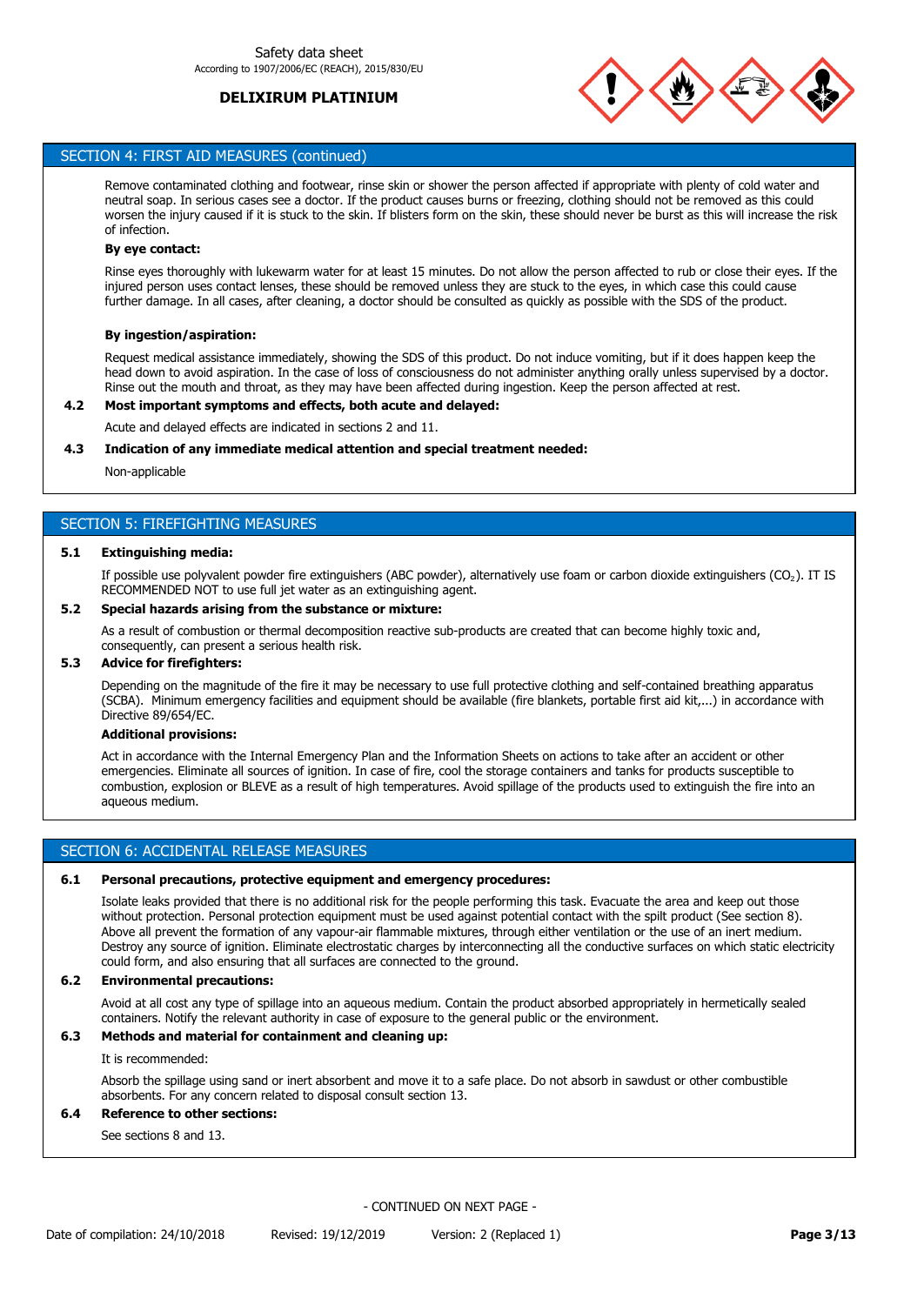## SECTION 4: FIRST AID MEASURES (continued)

Remove contaminated clothing and footwear, rinse skin or shower the person affected if appropriate with plenty of cold water and neutral soap. In serious cases see a doctor. If the product causes burns or freezing, clothing should not be removed as this could worsen the injury caused if it is stuck to the skin. If blisters form on the skin, these should never be burst as this will increase the risk of infection.

**By eye contact:**

Rinse eyes thoroughly with lukewarm water for at least 15 minutes. Do not allow the person affected to rub or close their eyes. If the injured person uses contact lenses, these should be removed unless they are stuck to the eyes, in which case this could cause further damage. In all cases, after cleaning, a doctor should be consulted as quickly as possible with the SDS of the product.

**By ingestion/aspiration:**

Request medical assistance immediately, showing the SDS of this product. Do not induce vomiting, but if it does happen keep the head down to avoid aspiration. In the case of loss of consciousness do not administer anything orally unless supervised by a doctor. Rinse out the mouth and throat, as they may have been affected during ingestion. Keep the person affected at rest.

**4.2 Most important symptoms and effects, both acute and delayed:**

Acute and delayed effects are indicated in sections 2 and 11.

**4.3 Indication of any immediate medical attention and special treatment needed:**

Non-applicable

## SECTION 5: FIREFIGHTING MEASURES

**5.1 Extinguishing media:**

If possible use polyvalent powder fire extinguishers (ABC powder), alternatively use foam or carbon dioxide extinguishers ($CO_2$). IT IS RECOMMENDED NOT to use full jet water as an extinguishing agent.

**5.2 Special hazards arising from the substance or mixture:**

As a result of combustion or thermal decomposition reactive sub-products are created that can become highly toxic and, consequently, can present a serious health risk.

**5.3 Advice for firefighters:**

Depending on the magnitude of the fire it may be necessary to use full protective clothing and self-contained breathing apparatus (SCBA). Minimum emergency facilities and equipment should be available (fire blankets, portable first aid kit,...) in accordance with Directive 89/654/EC.

**Additional provisions:**

Act in accordance with the Internal Emergency Plan and the Information Sheets on actions to take after an accident or other emergencies. Eliminate all sources of ignition. In case of fire, cool the storage containers and tanks for products susceptible to combustion, explosion or BLEVE as a result of high temperatures. Avoid spillage of the products used to extinguish the fire into an aqueous medium.

## SECTION 6: ACCIDENTAL RELEASE MEASURES

**6.1 Personal precautions, protective equipment and emergency procedures:**

Isolate leaks provided that there is no additional risk for the people performing this task. Evacuate the area and keep out those without protection. Personal protection equipment must be used against potential contact with the spilt product (See section 8). Above all prevent the formation of any vapour-air flammable mixtures, through either ventilation or the use of an inert medium. Destroy any source of ignition. Eliminate electrostatic charges by interconnecting all the conductive surfaces on which static electricity could form, and also ensuring that all surfaces are connected to the ground.

**6.2 Environmental precautions:**

Avoid at all cost any type of spillage into an aqueous medium. Contain the product absorbed appropriately in hermetically sealed containers. Notify the relevant authority in case of exposure to the general public or the environment.

**6.3 Methods and material for containment and cleaning up:**

It is recommended:

Absorb the spillage using sand or inert absorbent and move it to a safe place. Do not absorb in sawdust or other combustible absorbents. For any concern related to disposal consult section 13.

**6.4 Reference to other sections:**

See sections 8 and 13.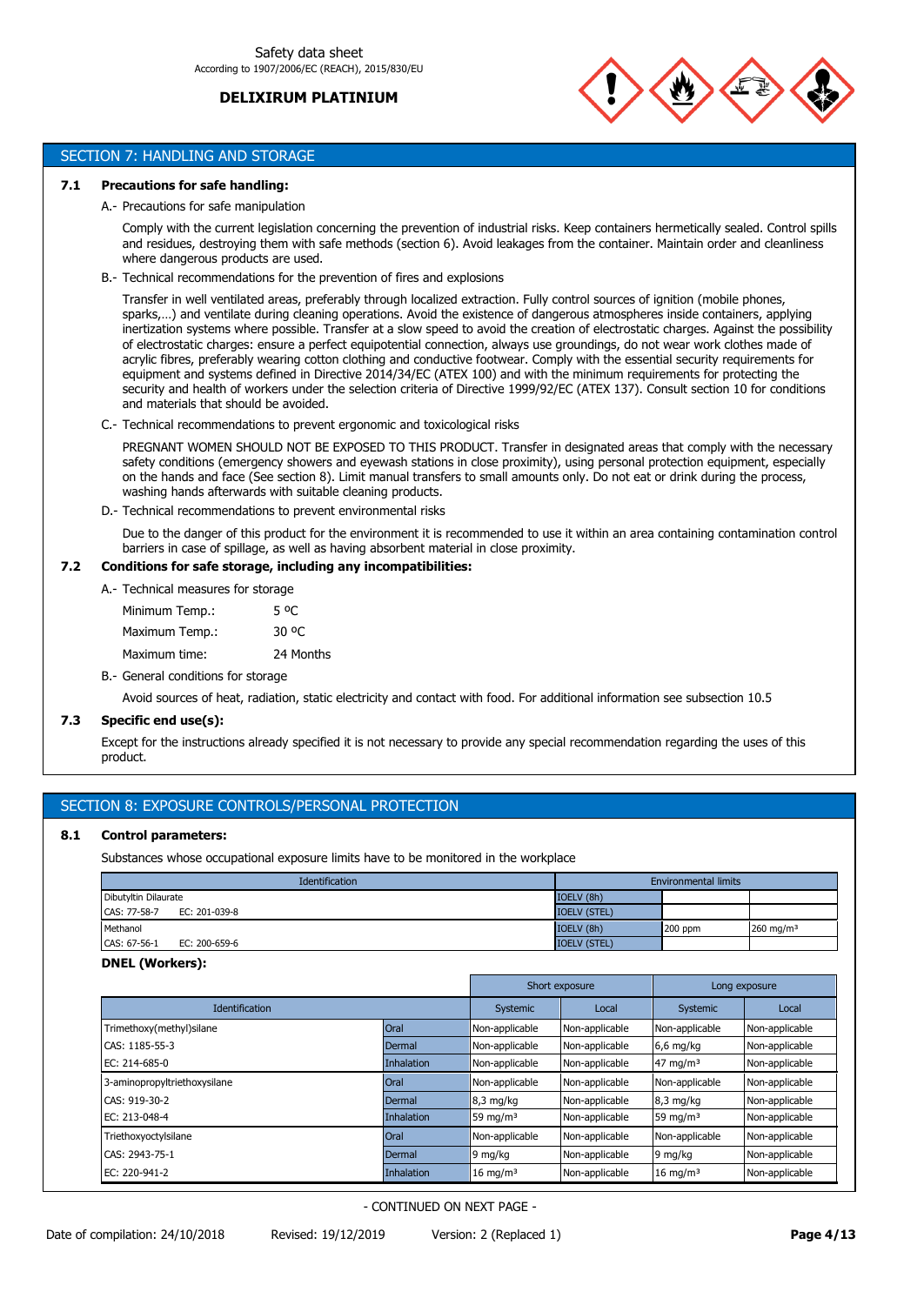Safety data sheet
According to 1907/2006/EC (REACH), 2015/830/EU

**DELIXIRUM PLATINUM**

## SECTION 7: HANDLING AND STORAGE

### 7.1 Precautions for safe handling:

A.- Precautions for safe manipulation

Comply with the current legislation concerning the prevention of industrial risks. Keep containers hermetically sealed. Control spills and residues, destroying them with safe methods (section 6). Avoid leakages from the container. Maintain order and cleanliness where dangerous products are used.

B.- Technical recommendations for the prevention of fires and explosions

Transfer in well ventilated areas, preferably through localized extraction. Fully control sources of ignition (mobile phones, sparks,…) and ventilate during cleaning operations. Avoid the existence of dangerous atmospheres inside containers, applying inertization systems where possible. Transfer at a slow speed to avoid the creation of electrostatic charges. Against the possibility of electrostatic charges: ensure a perfect equipotential connection, always use groundings, do not wear work clothes made of acrylic fibres, preferably wearing cotton clothing and conductive footwear. Comply with the essential security requirements for equipment and systems defined in Directive 2014/34/EC (ATEX 100) and with the minimum requirements for protecting the security and health of workers under the selection criteria of Directive 1999/92/EC (ATEX 137). Consult section 10 for conditions and materials that should be avoided.

C.- Technical recommendations to prevent ergonomic and toxicological risks

PREGNANT WOMEN SHOULD NOT BE EXPOSED TO THIS PRODUCT. Transfer in designated areas that comply with the necessary safety conditions (emergency showers and eyewash stations in close proximity), using personal protection equipment, especially on the hands and face (See section 8). Limit manual transfers to small amounts only. Do not eat or drink during the process, washing hands afterwards with suitable cleaning products.

D.- Technical recommendations to prevent environmental risks

Due to the danger of this product for the environment it is recommended to use it within an area containing contamination control barriers in case of spillage, as well as having absorbent material in close proximity.

### 7.2 Conditions for safe storage, including any incompatibilities:

A.- Technical measures for storage

| | |
|---|---|
| Minimum Temp.: | 5 ºC |
| Maximum Temp.: | 30 ºC |
| Maximum time: | 24 Months |

B.- General conditions for storage

Avoid sources of heat, radiation, static electricity and contact with food. For additional information see subsection 10.5

### 7.3 Specific end use(s):

Except for the instructions already specified it is not necessary to provide any special recommendation regarding the uses of this product.

## SECTION 8: EXPOSURE CONTROLS/PERSONAL PROTECTION

### 8.1 Control parameters:

Substances whose occupational exposure limits have to be monitored in the workplace

| Identification | Environmental limits | | |
|---|---|---|---|
| Dibutyltin Dilaurate<br>CAS: 77-58-7 EC: 201-039-8 | IOELV (8h) | | |
| | IOELV (STEL) | | |
| Methanol<br>CAS: 67-56-1 EC: 200-659-6 | IOELV (8h) | 200 ppm | 260 mg/m³ |
| | IOELV (STEL) | | |

**DNEL (Workers):**

| Identification | | Short exposure | | Long exposure | |
|---|---|---|---|---|---|
| | | Systemic | Local | Systemic | Local |
| Trimethoxy(methyl)silane | Oral | Non-applicable | Non-applicable | Non-applicable | Non-applicable |
| CAS: 1185-55-3 | Dermal | Non-applicable | Non-applicable | 6,6 mg/kg | Non-applicable |
| EC: 214-685-0 | Inhalation | Non-applicable | Non-applicable | 47 mg/m³ | Non-applicable |
| 3-aminopropyltriethoxysilane | Oral | Non-applicable | Non-applicable | Non-applicable | Non-applicable |
| CAS: 919-30-2 | Dermal | 8,3 mg/kg | Non-applicable | 8,3 mg/kg | Non-applicable |
| EC: 213-048-4 | Inhalation | 59 mg/m³ | Non-applicable | 59 mg/m³ | Non-applicable |
| Triethoxyoctylsilane | Oral | Non-applicable | Non-applicable | Non-applicable | Non-applicable |
| CAS: 2943-75-1 | Dermal | 9 mg/kg | Non-applicable | 9 mg/kg | Non-applicable |
| EC: 220-941-2 | Inhalation | 16 mg/m³ | Non-applicable | 16 mg/m³ | Non-applicable |

- CONTINUED ON NEXT PAGE -

Date of compilation: 24/10/2018 Revised: 19/12/2019 Version: 2 (Replaced 1)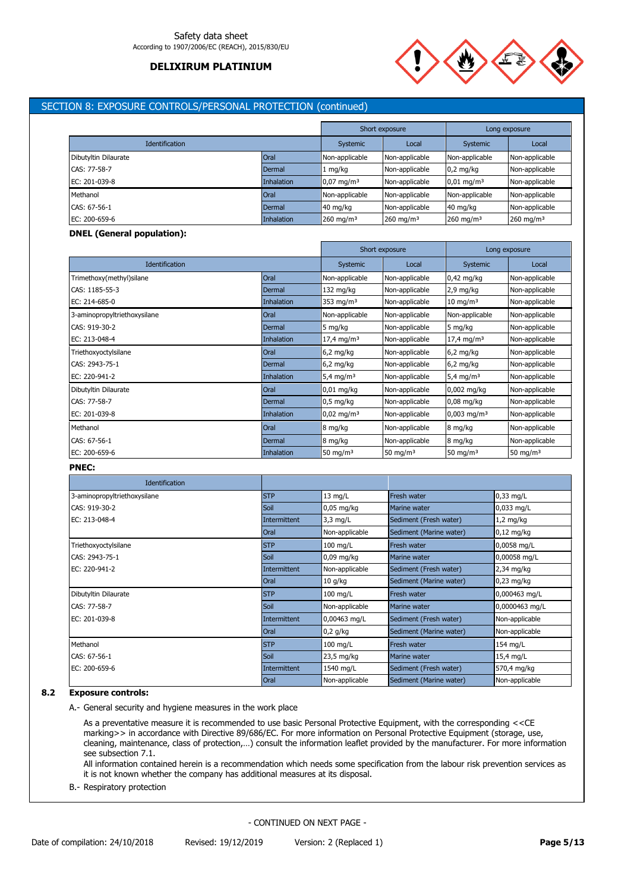## SECTION 8: EXPOSURE CONTROLS/PERSONAL PROTECTION (continued)

| Identification | | Short exposure | | Long exposure | |
|---|---|---|---|---|---|
| | | Systemic | Local | Systemic | Local |
| Dibutyltin Dilaurate | Oral | Non-applicable | Non-applicable | Non-applicable | Non-applicable |
| CAS: 77-58-7 | Dermal | 1 mg/kg | Non-applicable | 0,2 mg/kg | Non-applicable |
| EC: 201-039-8 | Inhalation | 0,07 mg/m³ | Non-applicable | 0,01 mg/m³ | Non-applicable |
| Methanol | Oral | Non-applicable | Non-applicable | Non-applicable | Non-applicable |
| CAS: 67-56-1 | Dermal | 40 mg/kg | Non-applicable | 40 mg/kg | Non-applicable |
| EC: 200-659-6 | Inhalation | 260 mg/m³ | 260 mg/m³ | 260 mg/m³ | 260 mg/m³ |

**DNEL (General population):**

| Identification | | Short exposure | | Long exposure | |
|---|---|---|---|---|---|
| | | Systemic | Local | Systemic | Local |
| Trimethoxy(methyl)silane | Oral | Non-applicable | Non-applicable | 0,42 mg/kg | Non-applicable |
| CAS: 1185-55-3 | Dermal | 132 mg/kg | Non-applicable | 2,9 mg/kg | Non-applicable |
| EC: 214-685-0 | Inhalation | 353 mg/m³ | Non-applicable | 10 mg/m³ | Non-applicable |
| 3-aminopropyltriethoxysilane | Oral | Non-applicable | Non-applicable | Non-applicable | Non-applicable |
| CAS: 919-30-2 | Dermal | 5 mg/kg | Non-applicable | 5 mg/kg | Non-applicable |
| EC: 213-048-4 | Inhalation | 17,4 mg/m³ | Non-applicable | 17,4 mg/m³ | Non-applicable |
| Triethoxyoctylsilane | Oral | 6,2 mg/kg | Non-applicable | 6,2 mg/kg | Non-applicable |
| CAS: 2943-75-1 | Dermal | 6,2 mg/kg | Non-applicable | 6,2 mg/kg | Non-applicable |
| EC: 220-941-2 | Inhalation | 5,4 mg/m³ | Non-applicable | 5,4 mg/m³ | Non-applicable |
| Dibutyltin Dilaurate | Oral | 0,01 mg/kg | Non-applicable | 0,002 mg/kg | Non-applicable |
| CAS: 77-58-7 | Dermal | 0,5 mg/kg | Non-applicable | 0,08 mg/kg | Non-applicable |
| EC: 201-039-8 | Inhalation | 0,02 mg/m³ | Non-applicable | 0,003 mg/m³ | Non-applicable |
| Methanol | Oral | 8 mg/kg | Non-applicable | 8 mg/kg | Non-applicable |
| CAS: 67-56-1 | Dermal | 8 mg/kg | Non-applicable | 8 mg/kg | Non-applicable |
| EC: 200-659-6 | Inhalation | 50 mg/m³ | 50 mg/m³ | 50 mg/m³ | 50 mg/m³ |

**PNEC:**

| Identification | | | | |
|---|---|---|---|---|
| 3-aminopropyltriethoxysilane | STP | 13 mg/L | Fresh water | 0,33 mg/L |
| CAS: 919-30-2 | Soil | 0,05 mg/kg | Marine water | 0,033 mg/L |
| EC: 213-048-4 | Intermittent | 3,3 mg/L | Sediment (Fresh water) | 1,2 mg/kg |
| | Oral | Non-applicable | Sediment (Marine water) | 0,12 mg/kg |
| Triethoxyoctylsilane | STP | 100 mg/L | Fresh water | 0,0058 mg/L |
| CAS: 2943-75-1 | Soil | 0,09 mg/kg | Marine water | 0,00058 mg/L |
| EC: 220-941-2 | Intermittent | Non-applicable | Sediment (Fresh water) | 2,34 mg/kg |
| | Oral | 10 g/kg | Sediment (Marine water) | 0,23 mg/kg |
| Dibutyltin Dilaurate | STP | 100 mg/L | Fresh water | 0,000463 mg/L |
| CAS: 77-58-7 | Soil | Non-applicable | Marine water | 0,0000463 mg/L |
| EC: 201-039-8 | Intermittent | 0,00463 mg/L | Sediment (Fresh water) | Non-applicable |
| | Oral | 0,2 g/kg | Sediment (Marine water) | Non-applicable |
| Methanol | STP | 100 mg/L | Fresh water | 154 mg/L |
| CAS: 67-56-1 | Soil | 23,5 mg/kg | Marine water | 15,4 mg/L |
| EC: 200-659-6 | Intermittent | 1540 mg/L | Sediment (Fresh water) | 570,4 mg/kg |
| | Oral | Non-applicable | Sediment (Marine water) | Non-applicable |

### 8.2 Exposure controls:

A.- General security and hygiene measures in the work place

As a preventative measure it is recommended to use basic Personal Protective Equipment, with the corresponding <<CE marking>> in accordance with Directive 89/686/EC. For more information on Personal Protective Equipment (storage, use, cleaning, maintenance, class of protection,…) consult the information leaflet provided by the manufacturer. For more information see subsection 7.1.

All information contained herein is a recommendation which needs some specification from the labour risk prevention services as it is not known whether the company has additional measures at its disposal.

B.- Respiratory protection

- CONTINUED ON NEXT PAGE -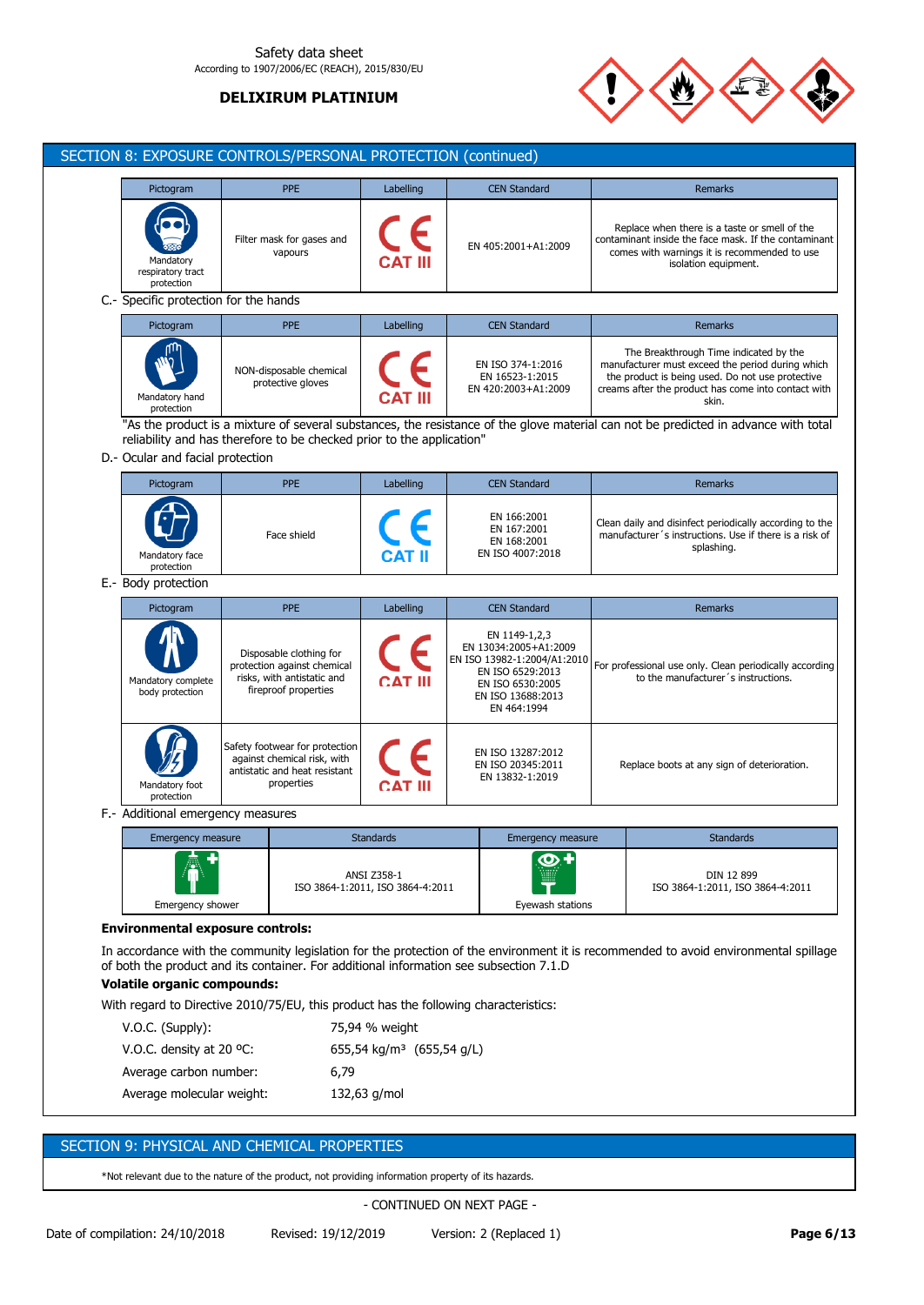## SECTION 8: EXPOSURE CONTROLS/PERSONAL PROTECTION (continued)

| Pictogram | PPE | Labelling | CEN Standard | Remarks |
|---|---|---|---|---|
| Mandatory respiratory tract protection | Filter mask for gases and vapours | CE CAT III | EN 405:2001+A1:2009 | Replace when there is a taste or smell of the contaminant inside the face mask. If the contaminant comes with warnings it is recommended to use isolation equipment. |

C.- Specific protection for the hands

| Pictogram | PPE | Labelling | CEN Standard | Remarks |
|---|---|---|---|---|
| Mandatory hand protection | NON-disposable chemical protective gloves | CE CAT III | EN ISO 374-1:2016<br>EN 16523-1:2015<br>EN 420:2003+A1:2009 | The Breakthrough Time indicated by the manufacturer must exceed the period during which the product is being used. Do not use protective creams after the product has come into contact with skin. |

"As the product is a mixture of several substances, the resistance of the glove material can not be predicted in advance with total reliability and has therefore to be checked prior to the application"

D.- Ocular and facial protection

| Pictogram | PPE | Labelling | CEN Standard | Remarks |
|---|---|---|---|---|
| Mandatory face protection | Face shield | CE CAT II | EN 166:2001<br>EN 167:2001<br>EN 168:2001<br>EN ISO 4007:2018 | Clean daily and disinfect periodically according to the manufacturer´s instructions. Use if there is a risk of splashing. |

E.- Body protection

| Pictogram | PPE | Labelling | CEN Standard | Remarks |
|---|---|---|---|---|
| Mandatory complete body protection | Disposable clothing for protection against chemical risks, with antistatic and fireproof properties | CE CAT III | EN 1149-1,2,3<br>EN 13034:2005+A1:2009<br>EN ISO 13982-1:2004/A1:2010<br>EN ISO 6529:2013<br>EN ISO 6530:2005<br>EN ISO 13688:2013<br>EN 464:1994 | For professional use only. Clean periodically according to the manufacturer´s instructions. |
| Mandatory foot protection | Safety footwear for protection against chemical risk, with antistatic and heat resistant properties | CE CAT III | EN ISO 13287:2012<br>EN ISO 20345:2011<br>EN 13832-1:2019 | Replace boots at any sign of deterioration. |

F.- Additional emergency measures

| Emergency measure | Standards | Emergency measure | Standards |
|---|---|---|---|
| Emergency shower | ANSI Z358-1<br>ISO 3864-1:2011, ISO 3864-4:2011 | Eyewash stations | DIN 12 899<br>ISO 3864-1:2011, ISO 3864-4:2011 |

**Environmental exposure controls:**

In accordance with the community legislation for the protection of the environment it is recommended to avoid environmental spillage of both the product and its container. For additional information see subsection 7.1.D

**Volatile organic compounds:**

With regard to Directive 2010/75/EU, this product has the following characteristics:

| | |
|---|---|
| V.O.C. (Supply): | 75,94 % weight |
| V.O.C. density at 20 ºC: | 655,54 kg/m³ (655,54 g/L) |
| Average carbon number: | 6,79 |
| Average molecular weight: | 132,63 g/mol |

## SECTION 9: PHYSICAL AND CHEMICAL PROPERTIES

*Not relevant due to the nature of the product, not providing information property of its hazards.

- CONTINUED ON NEXT PAGE -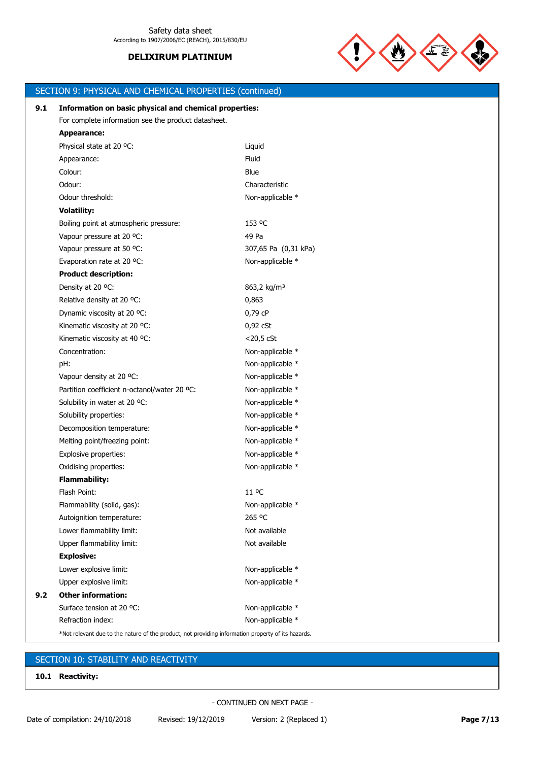## SECTION 9: PHYSICAL AND CHEMICAL PROPERTIES (continued)

**9.1 Information on basic physical and chemical properties:**

For complete information see the product datasheet.

**Appearance:**

| | |
|---|---|
| Physical state at 20 ºC: | Liquid |
| Appearance: | Fluid |
| Colour: | Blue |
| Odour: | Characteristic |
| Odour threshold: | Non-applicable * |

**Volatility:**

| | |
|---|---|
| Boiling point at atmospheric pressure: | 153 ºC |
| Vapour pressure at 20 ºC: | 49 Pa |
| Vapour pressure at 50 ºC: | 307,65 Pa (0,31 kPa) |
| Evaporation rate at 20 ºC: | Non-applicable * |

**Product description:**

| | |
|---|---|
| Density at 20 ºC: | 863,2 kg/m³ |
| Relative density at 20 ºC: | 0,863 |
| Dynamic viscosity at 20 ºC: | 0,79 cP |
| Kinematic viscosity at 20 ºC: | 0,92 cSt |
| Kinematic viscosity at 40 ºC: | <20,5 cSt |
| Concentration: | Non-applicable * |
| pH: | Non-applicable * |
| Vapour density at 20 ºC: | Non-applicable * |
| Partition coefficient n-octanol/water 20 ºC: | Non-applicable * |
| Solubility in water at 20 ºC: | Non-applicable * |
| Solubility properties: | Non-applicable * |
| Decomposition temperature: | Non-applicable * |
| Melting point/freezing point: | Non-applicable * |
| Explosive properties: | Non-applicable * |
| Oxidising properties: | Non-applicable * |

**Flammability:**

| | |
|---|---|
| Flash Point: | 11 ºC |
| Flammability (solid, gas): | Non-applicable * |
| Autoignition temperature: | 265 ºC |
| Lower flammability limit: | Not available |
| Upper flammability limit: | Not available |

**Explosive:**

| | |
|---|---|
| Lower explosive limit: | Non-applicable * |
| Upper explosive limit: | Non-applicable * |

**9.2 Other information:**

| | |
|---|---|
| Surface tension at 20 ºC: | Non-applicable * |
| Refraction index: | Non-applicable * |

*Not relevant due to the nature of the product, not providing information property of its hazards.

## SECTION 10: STABILITY AND REACTIVITY

**10.1 Reactivity:**

- CONTINUED ON NEXT PAGE -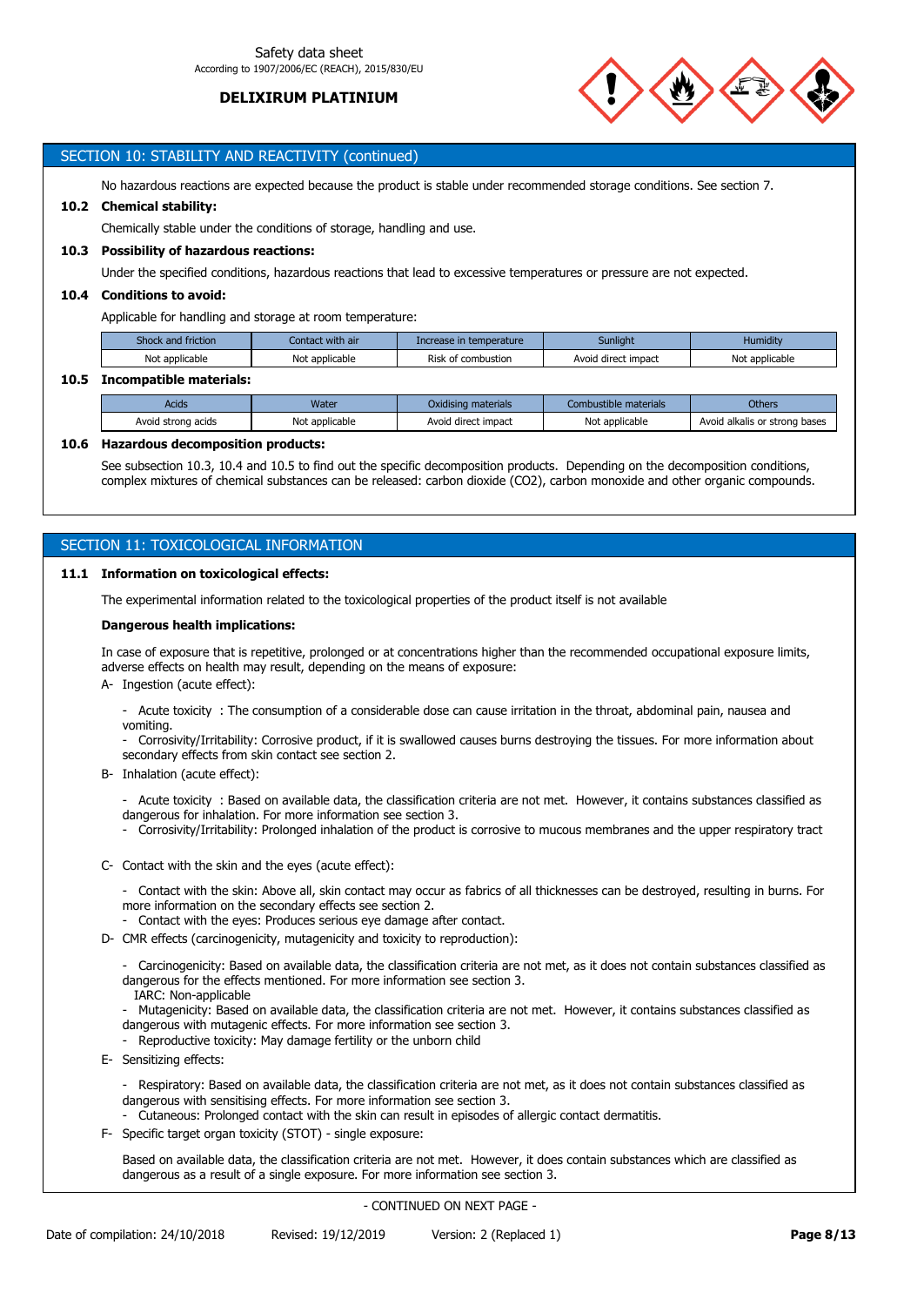## SECTION 10: STABILITY AND REACTIVITY (continued)

No hazardous reactions are expected because the product is stable under recommended storage conditions. See section 7.

**10.2 Chemical stability:**

Chemically stable under the conditions of storage, handling and use.

**10.3 Possibility of hazardous reactions:**

Under the specified conditions, hazardous reactions that lead to excessive temperatures or pressure are not expected.

**10.4 Conditions to avoid:**

Applicable for handling and storage at room temperature:

| Shock and friction | Contact with air | Increase in temperature | Sunlight | Humidity |
|---|---|---|---|---|
| Not applicable | Not applicable | Risk of combustion | Avoid direct impact | Not applicable |

**10.5 Incompatible materials:**

| Acids | Water | Oxidising materials | Combustible materials | Others |
|---|---|---|---|---|
| Avoid strong acids | Not applicable | Avoid direct impact | Not applicable | Avoid alkalis or strong bases |

**10.6 Hazardous decomposition products:**

See subsection 10.3, 10.4 and 10.5 to find out the specific decomposition products. Depending on the decomposition conditions, complex mixtures of chemical substances can be released: carbon dioxide ($CO_2$), carbon monoxide and other organic compounds.

## SECTION 11: TOXICOLOGICAL INFORMATION

**11.1 Information on toxicological effects:**

The experimental information related to the toxicological properties of the product itself is not available

**Dangerous health implications:**

In case of exposure that is repetitive, prolonged or at concentrations higher than the recommended occupational exposure limits, adverse effects on health may result, depending on the means of exposure:

A- Ingestion (acute effect):

- Acute toxicity : The consumption of a considerable dose can cause irritation in the throat, abdominal pain, nausea and vomiting.
- Corrosivity/Irritability: Corrosive product, if it is swallowed causes burns destroying the tissues. For more information about secondary effects from skin contact see section 2.

B- Inhalation (acute effect):

- Acute toxicity : Based on available data, the classification criteria are not met. However, it contains substances classified as dangerous for inhalation. For more information see section 3.
- Corrosivity/Irritability: Prolonged inhalation of the product is corrosive to mucous membranes and the upper respiratory tract

C- Contact with the skin and the eyes (acute effect):

- Contact with the skin: Above all, skin contact may occur as fabrics of all thicknesses can be destroyed, resulting in burns. For more information on the secondary effects see section 2.
- Contact with the eyes: Produces serious eye damage after contact.

D- CMR effects (carcinogenicity, mutagenicity and toxicity to reproduction):

- Carcinogenicity: Based on available data, the classification criteria are not met, as it does not contain substances classified as dangerous for the effects mentioned. For more information see section 3.
  IARC: Non-applicable
- Mutagenicity: Based on available data, the classification criteria are not met. However, it contains substances classified as dangerous with mutagenic effects. For more information see section 3.
- Reproductive toxicity: May damage fertility or the unborn child

E- Sensitizing effects:

- Respiratory: Based on available data, the classification criteria are not met, as it does not contain substances classified as dangerous with sensitising effects. For more information see section 3.
- Cutaneous: Prolonged contact with the skin can result in episodes of allergic contact dermatitis.

F- Specific target organ toxicity (STOT) - single exposure:

Based on available data, the classification criteria are not met. However, it does contain substances which are classified as dangerous as a result of a single exposure. For more information see section 3.

- CONTINUED ON NEXT PAGE -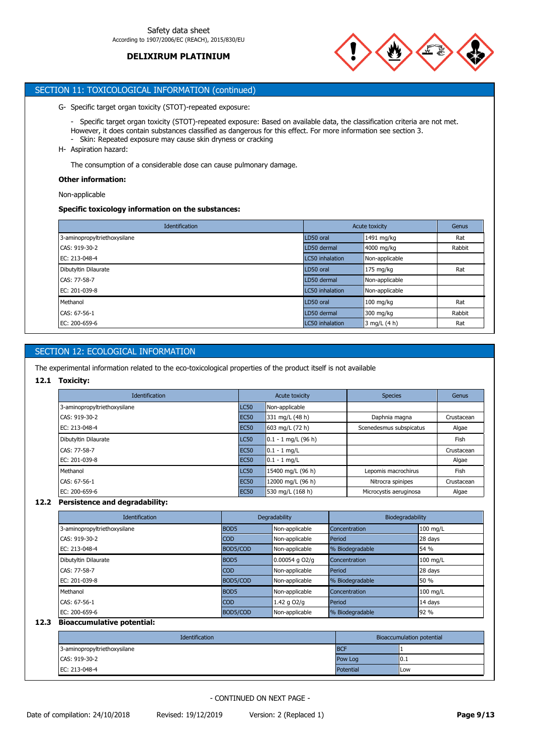## SECTION 11: TOXICOLOGICAL INFORMATION (continued)

G- Specific target organ toxicity (STOT)-repeated exposure:

- Specific target organ toxicity (STOT)-repeated exposure: Based on available data, the classification criteria are not met. However, it does contain substances classified as dangerous for this effect. For more information see section 3.
- Skin: Repeated exposure may cause skin dryness or cracking

H- Aspiration hazard:

The consumption of a considerable dose can cause pulmonary damage.

**Other information:**

Non-applicable

**Specific toxicology information on the substances:**

| Identification | Acute toxicity | | Genus |
|---|---|---|---|
| 3-aminopropyltriethoxysilane | LD50 oral | 1491 mg/kg | Rat |
| CAS: 919-30-2 | LD50 dermal | 4000 mg/kg | Rabbit |
| EC: 213-048-4 | LC50 inhalation | Non-applicable | |
| Dibutyltin Dilaurate | LD50 oral | 175 mg/kg | Rat |
| CAS: 77-58-7 | LD50 dermal | Non-applicable | |
| EC: 201-039-8 | LC50 inhalation | Non-applicable | |
| Methanol | LD50 oral | 100 mg/kg | Rat |
| CAS: 67-56-1 | LD50 dermal | 300 mg/kg | Rabbit |
| EC: 200-659-6 | LC50 inhalation | 3 mg/L (4 h) | Rat |

## SECTION 12: ECOLOGICAL INFORMATION

The experimental information related to the eco-toxicological properties of the product itself is not available

### 12.1 Toxicity:

| Identification | Acute toxicity | | Species | Genus |
|---|---|---|---|---|
| 3-aminopropyltriethoxysilane | LC50 | Non-applicable | | |
| CAS: 919-30-2 | EC50 | 331 mg/L (48 h) | Daphnia magna | Crustacean |
| EC: 213-048-4 | EC50 | 603 mg/L (72 h) | Scenedesmus subspicatus | Algae |
| Dibutyltin Dilaurate | LC50 | 0.1 - 1 mg/L (96 h) | | Fish |
| CAS: 77-58-7 | EC50 | 0.1 - 1 mg/L | | Crustacean |
| EC: 201-039-8 | EC50 | 0.1 - 1 mg/L | | Algae |
| Methanol | LC50 | 15400 mg/L (96 h) | Lepomis macrochirus | Fish |
| CAS: 67-56-1 | EC50 | 12000 mg/L (96 h) | Nitrocra spinipes | Crustacean |
| EC: 200-659-6 | EC50 | 530 mg/L (168 h) | Microcystis aeruginosa | Algae |

### 12.2 Persistence and degradability:

| Identification | Degradability | | Biodegradability | |
|---|---|---|---|---|
| 3-aminopropyltriethoxysilane | BOD5 | Non-applicable | Concentration | 100 mg/L |
| CAS: 919-30-2 | COD | Non-applicable | Period | 28 days |
| EC: 213-048-4 | BOD5/COD | Non-applicable | % Biodegradable | 54 % |
| Dibutyltin Dilaurate | BOD5 | 0.00054 g O2/g | Concentration | 100 mg/L |
| CAS: 77-58-7 | COD | Non-applicable | Period | 28 days |
| EC: 201-039-8 | BOD5/COD | Non-applicable | % Biodegradable | 50 % |
| Methanol | BOD5 | Non-applicable | Concentration | 100 mg/L |
| CAS: 67-56-1 | COD | 1.42 g O2/g | Period | 14 days |
| EC: 200-659-6 | BOD5/COD | Non-applicable | % Biodegradable | 92 % |

### 12.3 Bioaccumulative potential:

| Identification | Bioaccumulation potential | |
|---|---|---|
| 3-aminopropyltriethoxysilane | BCF | 1 |
| CAS: 919-30-2 | Pow Log | 0.1 |
| EC: 213-048-4 | Potential | Low |

- CONTINUED ON NEXT PAGE -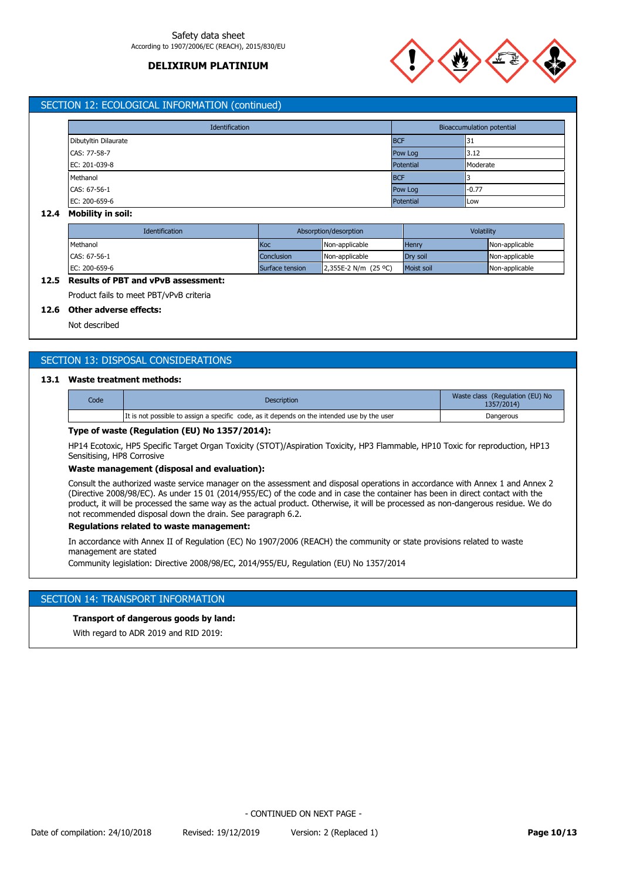## SECTION 12: ECOLOGICAL INFORMATION (continued)

| Identification | Bioaccumulation potential | |
|---|---|---|
| Dibutyltin Dilaurate | BCF | 31 |
| CAS: 77-58-7 | Pow Log | 3.12 |
| EC: 201-039-8 | Potential | Moderate |
| Methanol | BCF | 3 |
| CAS: 67-56-1 | Pow Log | -0.77 |
| EC: 200-659-6 | Potential | Low |

### 12.4 Mobility in soil:

| Identification | Absorption/desorption | | Volatility | |
|---|---|---|---|---|
| Methanol | Koc | Non-applicable | Henry | Non-applicable |
| CAS: 67-56-1 | Conclusion | Non-applicable | Dry soil | Non-applicable |
| EC: 200-659-6 | Surface tension | 2,355E-2 N/m (25 ºC) | Moist soil | Non-applicable |

### 12.5 Results of PBT and vPvB assessment:

Product fails to meet PBT/vPvB criteria

### 12.6 Other adverse effects:

Not described

## SECTION 13: DISPOSAL CONSIDERATIONS

### 13.1 Waste treatment methods:

| Code | Description | Waste class (Regulation (EU) No 1357/2014) |
|---|---|---|
| | It is not possible to assign a specific code, as it depends on the intended use by the user | Dangerous |

**Type of waste (Regulation (EU) No 1357/2014):**

HP14 Ecotoxic, HP5 Specific Target Organ Toxicity (STOT)/Aspiration Toxicity, HP3 Flammable, HP10 Toxic for reproduction, HP13 Sensitising, HP8 Corrosive

**Waste management (disposal and evaluation):**

Consult the authorized waste service manager on the assessment and disposal operations in accordance with Annex 1 and Annex 2 (Directive 2008/98/EC). As under 15 01 (2014/955/EC) of the code and in case the container has been in direct contact with the product, it will be processed the same way as the actual product. Otherwise, it will be processed as non-dangerous residue. We do not recommended disposal down the drain. See paragraph 6.2.

**Regulations related to waste management:**

In accordance with Annex II of Regulation (EC) No 1907/2006 (REACH) the community or state provisions related to waste management are stated

Community legislation: Directive 2008/98/EC, 2014/955/EU, Regulation (EU) No 1357/2014

## SECTION 14: TRANSPORT INFORMATION

**Transport of dangerous goods by land:**

With regard to ADR 2019 and RID 2019: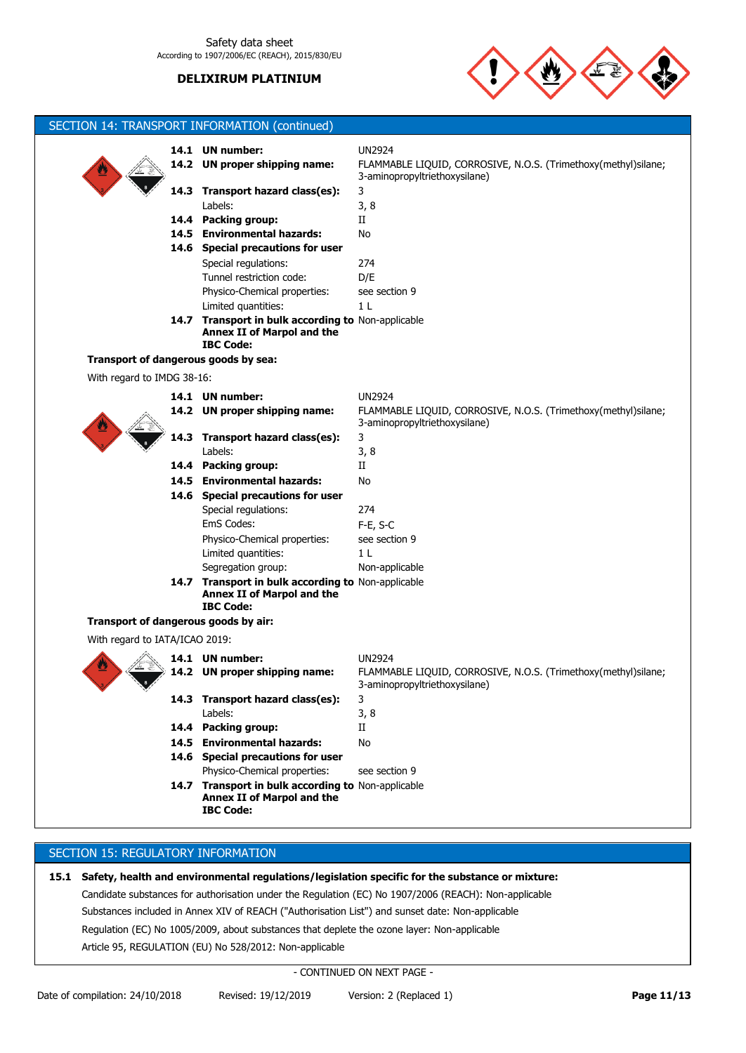## SECTION 14: TRANSPORT INFORMATION (continued)

| | | |
|---|---|---|
| **14.1** | **UN number:** | UN2924 |
| **14.2** | **UN proper shipping name:** | FLAMMABLE LIQUID, CORROSIVE, N.O.S. (Trimethoxy(methyl)silane; 3-aminopropyltriethoxysilane) |
| **14.3** | **Transport hazard class(es):** | 3 |
| | Labels: | 3, 8 |
| **14.4** | **Packing group:** | II |
| **14.5** | **Environmental hazards:** | No |
| **14.6** | **Special precautions for user** | |
| | Special regulations: | 274 |
| | Tunnel restriction code: | D/E |
| | Physico-Chemical properties: | see section 9 |
| | Limited quantities: | 1 L |
| **14.7** | **Transport in bulk according to Annex II of Marpol and the IBC Code:** | Non-applicable |

**Transport of dangerous goods by sea:**

With regard to IMDG 38-16:

| | | |
|---|---|---|
| **14.1** | **UN number:** | UN2924 |
| **14.2** | **UN proper shipping name:** | FLAMMABLE LIQUID, CORROSIVE, N.O.S. (Trimethoxy(methyl)silane; 3-aminopropyltriethoxysilane) |
| **14.3** | **Transport hazard class(es):** | 3 |
| | Labels: | 3, 8 |
| **14.4** | **Packing group:** | II |
| **14.5** | **Environmental hazards:** | No |
| **14.6** | **Special precautions for user** | |
| | Special regulations: | 274 |
| | EmS Codes: | F-E, S-C |
| | Physico-Chemical properties: | see section 9 |
| | Limited quantities: | 1 L |
| | Segregation group: | Non-applicable |
| **14.7** | **Transport in bulk according to Annex II of Marpol and the IBC Code:** | Non-applicable |

**Transport of dangerous goods by air:**

With regard to IATA/ICAO 2019:

| | | |
|---|---|---|
| **14.1** | **UN number:** | UN2924 |
| **14.2** | **UN proper shipping name:** | FLAMMABLE LIQUID, CORROSIVE, N.O.S. (Trimethoxy(methyl)silane; 3-aminopropyltriethoxysilane) |
| **14.3** | **Transport hazard class(es):** | 3 |
| | Labels: | 3, 8 |
| **14.4** | **Packing group:** | II |
| **14.5** | **Environmental hazards:** | No |
| **14.6** | **Special precautions for user** | |
| | Physico-Chemical properties: | see section 9 |
| **14.7** | **Transport in bulk according to Annex II of Marpol and the IBC Code:** | Non-applicable |

## SECTION 15: REGULATORY INFORMATION

**15.1 Safety, health and environmental regulations/legislation specific for the substance or mixture:**

Candidate substances for authorisation under the Regulation (EC) No 1907/2006 (REACH): Non-applicable

Substances included in Annex XIV of REACH ("Authorisation List") and sunset date: Non-applicable

Regulation (EC) No 1005/2009, about substances that deplete the ozone layer: Non-applicable

Article 95, REGULATION (EU) No 528/2012: Non-applicable

- CONTINUED ON NEXT PAGE -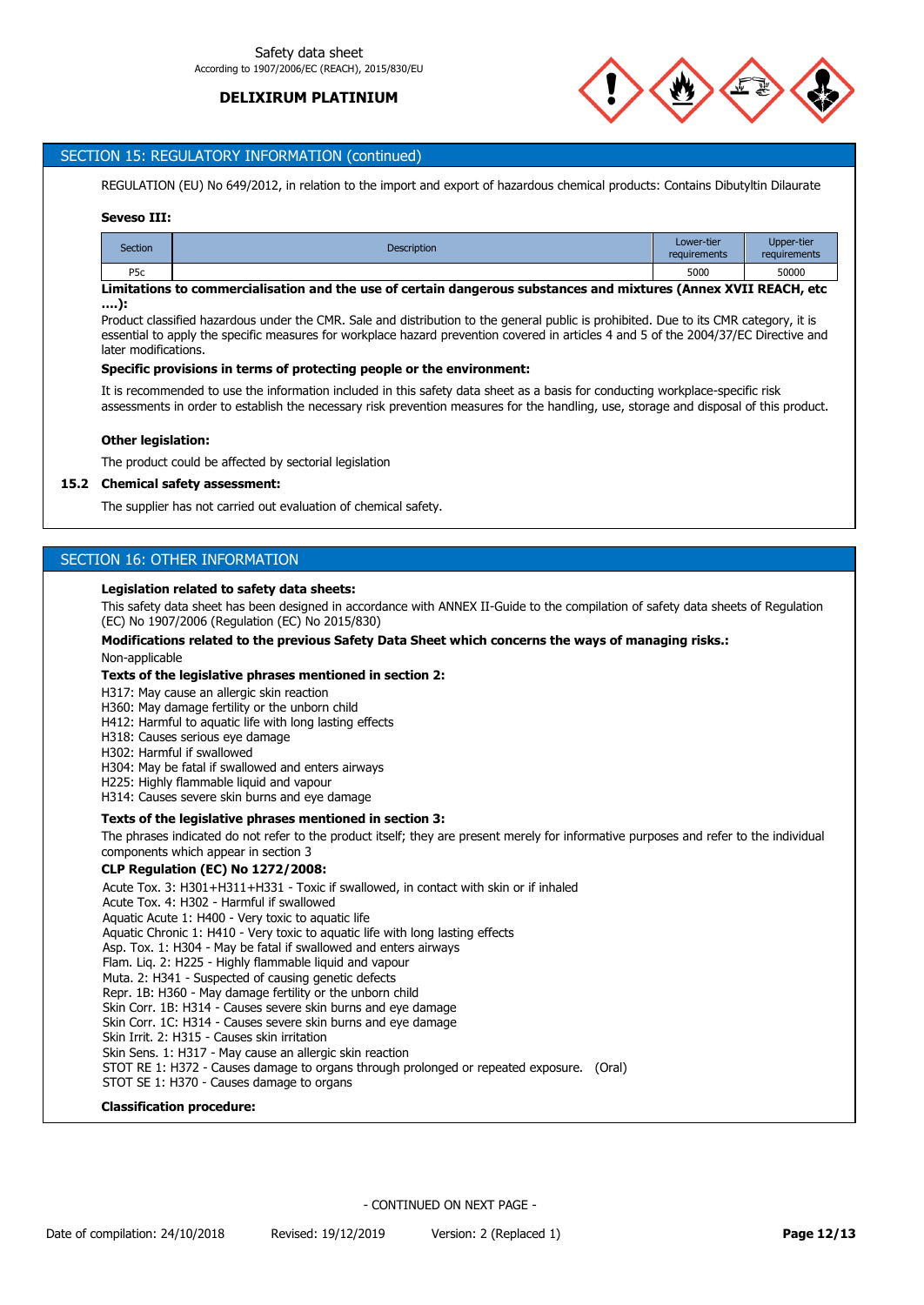## SECTION 15: REGULATORY INFORMATION (continued)

REGULATION (EU) No 649/2012, in relation to the import and export of hazardous chemical products: Contains Dibutyltin Dilaurate

**Seveso III:**

| Section | Description | Lower-tier requirements | Upper-tier requirements |
|---|---|---|---|
| P5c | | 5000 | 50000 |

**Limitations to commercialisation and the use of certain dangerous substances and mixtures (Annex XVII REACH, etc ….):**

Product classified hazardous under the CMR. Sale and distribution to the general public is prohibited. Due to its CMR category, it is essential to apply the specific measures for workplace hazard prevention covered in articles 4 and 5 of the 2004/37/EC Directive and later modifications.

**Specific provisions in terms of protecting people or the environment:**

It is recommended to use the information included in this safety data sheet as a basis for conducting workplace-specific risk assessments in order to establish the necessary risk prevention measures for the handling, use, storage and disposal of this product.

**Other legislation:**

The product could be affected by sectorial legislation

**15.2 Chemical safety assessment:**

The supplier has not carried out evaluation of chemical safety.

## SECTION 16: OTHER INFORMATION

**Legislation related to safety data sheets:**

This safety data sheet has been designed in accordance with ANNEX II-Guide to the compilation of safety data sheets of Regulation (EC) No 1907/2006 (Regulation (EC) No 2015/830)

**Modifications related to the previous Safety Data Sheet which concerns the ways of managing risks.:**

Non-applicable

**Texts of the legislative phrases mentioned in section 2:**

H317: May cause an allergic skin reaction
H360: May damage fertility or the unborn child
H412: Harmful to aquatic life with long lasting effects
H318: Causes serious eye damage
H302: Harmful if swallowed
H304: May be fatal if swallowed and enters airways
H225: Highly flammable liquid and vapour
H314: Causes severe skin burns and eye damage

**Texts of the legislative phrases mentioned in section 3:**

The phrases indicated do not refer to the product itself; they are present merely for informative purposes and refer to the individual components which appear in section 3

**CLP Regulation (EC) No 1272/2008:**

Acute Tox. 3: H301+H311+H331 - Toxic if swallowed, in contact with skin or if inhaled
Acute Tox. 4: H302 - Harmful if swallowed
Aquatic Acute 1: H400 - Very toxic to aquatic life
Aquatic Chronic 1: H410 - Very toxic to aquatic life with long lasting effects
Asp. Tox. 1: H304 - May be fatal if swallowed and enters airways
Flam. Liq. 2: H225 - Highly flammable liquid and vapour
Muta. 2: H341 - Suspected of causing genetic defects
Repr. 1B: H360 - May damage fertility or the unborn child
Skin Corr. 1B: H314 - Causes severe skin burns and eye damage
Skin Corr. 1C: H314 - Causes severe skin burns and eye damage
Skin Irrit. 2: H315 - Causes skin irritation
Skin Sens. 1: H317 - May cause an allergic skin reaction
STOT RE 1: H372 - Causes damage to organs through prolonged or repeated exposure. (Oral)
STOT SE 1: H370 - Causes damage to organs

**Classification procedure:**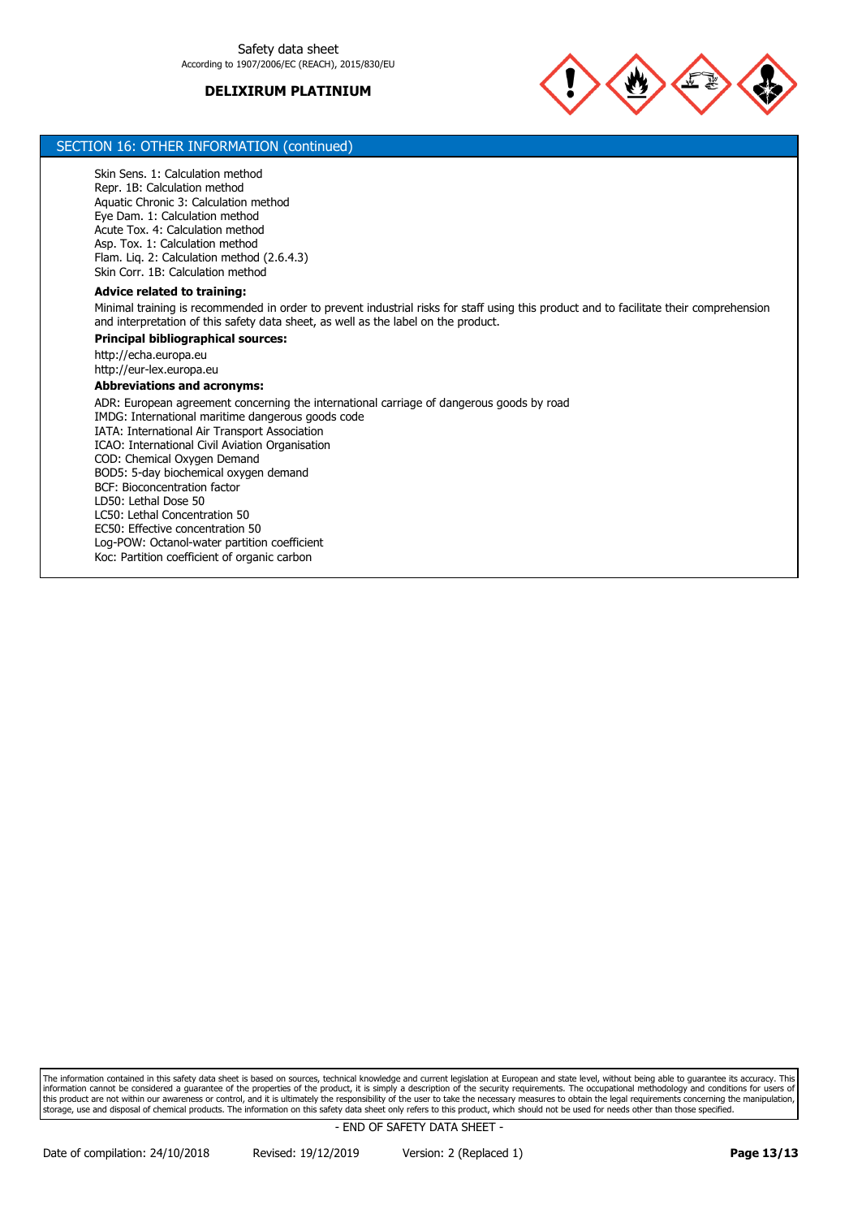## SECTION 16: OTHER INFORMATION (continued)

Skin Sens. 1: Calculation method
Repr. 1B: Calculation method
Aquatic Chronic 3: Calculation method
Eye Dam. 1: Calculation method
Acute Tox. 4: Calculation method
Asp. Tox. 1: Calculation method
Flam. Liq. 2: Calculation method (2.6.4.3)
Skin Corr. 1B: Calculation method

**Advice related to training:**

Minimal training is recommended in order to prevent industrial risks for staff using this product and to facilitate their comprehension and interpretation of this safety data sheet, as well as the label on the product.

**Principal bibliographical sources:**

http://echa.europa.eu
http://eur-lex.europa.eu

**Abbreviations and acronyms:**

ADR: European agreement concerning the international carriage of dangerous goods by road
IMDG: International maritime dangerous goods code
IATA: International Air Transport Association
ICAO: International Civil Aviation Organisation
COD: Chemical Oxygen Demand
BOD5: 5-day biochemical oxygen demand
BCF: Bioconcentration factor
LD50: Lethal Dose 50
LC50: Lethal Concentration 50
EC50: Effective concentration 50
Log-POW: Octanol-water partition coefficient
Koc: Partition coefficient of organic carbon

The information contained in this safety data sheet is based on sources, technical knowledge and current legislation at European and state level, without being able to guarantee its accuracy. This information cannot be considered a guarantee of the properties of the product, it is simply a description of the security requirements. The occupational methodology and conditions for users of this product are not within our awareness or control, and it is ultimately the responsibility of the user to take the necessary measures to obtain the legal requirements concerning the manipulation, storage, use and disposal of chemical products. The information on this safety data sheet only refers to this product, which should not be used for needs other than those specified.

- END OF SAFETY DATA SHEET -